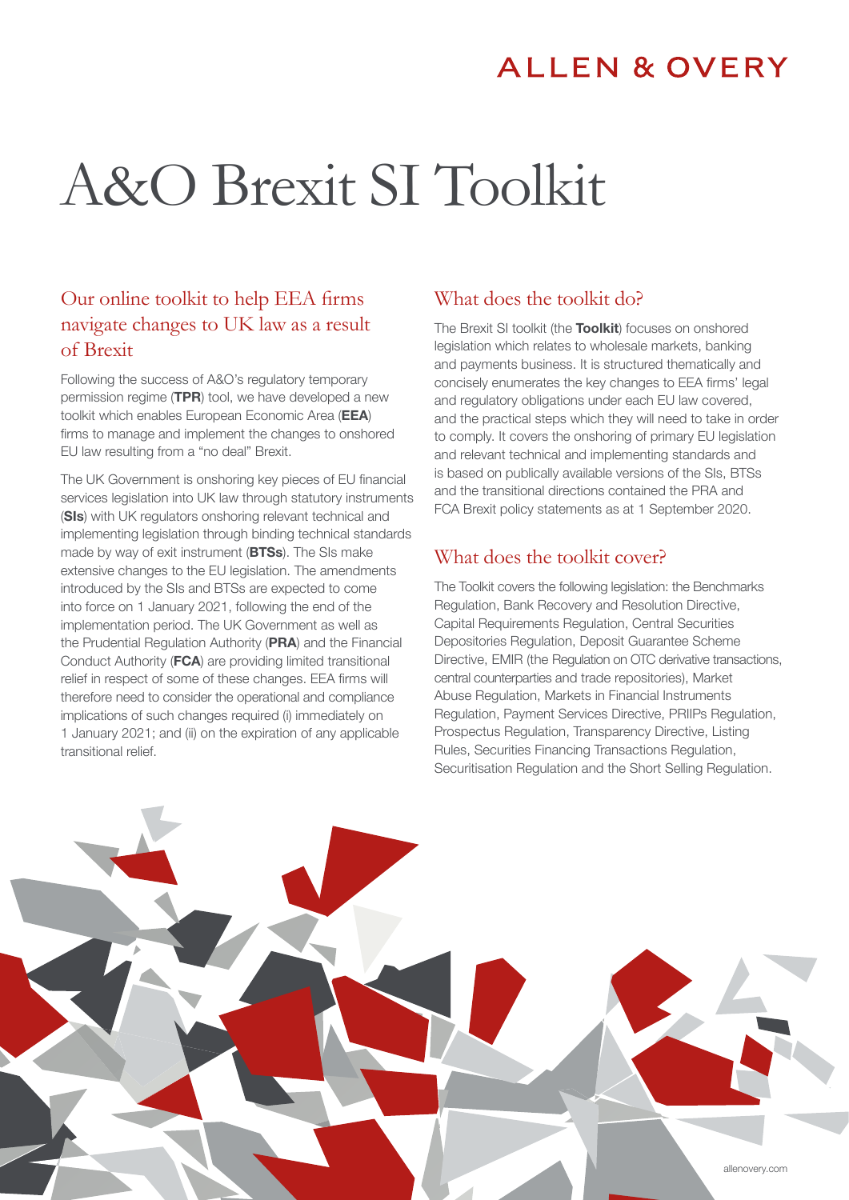ALLEN & OVERY

# A&O Brexit SI Toolkit

## Our online toolkit to help EEA firms navigate changes to UK law as a result of Brexit

Following the success of A&O's regulatory temporary permission regime (**TPR**) tool, we have developed a new toolkit which enables European Economic Area (**EEA**) firms to manage and implement the changes to onshored EU law resulting from a "no deal" Brexit.

The UK Government is onshoring key pieces of EU financial services legislation into UK law through statutory instruments (**SIs**) with UK regulators onshoring relevant technical and implementing legislation through binding technical standards made by way of exit instrument (**BTSs**). The SIs make extensive changes to the EU legislation. The amendments introduced by the SIs and BTSs are expected to come into force on 1 January 2021, following the end of the implementation period. The UK Government as well as the Prudential Regulation Authority (**PRA**) and the Financial Conduct Authority (**FCA**) are providing limited transitional relief in respect of some of these changes. EEA firms will therefore need to consider the operational and compliance implications of such changes required (i) immediately on 1 January 2021; and (ii) on the expiration of any applicable transitional relief.

## What does the toolkit do?

The Brexit SI toolkit (the **Toolkit**) focuses on onshored legislation which relates to wholesale markets, banking and payments business. It is structured thematically and concisely enumerates the key changes to EEA firms' legal and regulatory obligations under each EU law covered, and the practical steps which they will need to take in order to comply. It covers the onshoring of primary EU legislation and relevant technical and implementing standards and is based on publically available versions of the SIs, BTSs and the transitional directions contained the PRA and FCA Brexit policy statements as at 1 September 2020.

## What does the toolkit cover?

The Toolkit covers the following legislation: the Benchmarks Regulation, Bank Recovery and Resolution Directive, Capital Requirements Regulation, Central Securities Depositories Regulation, Deposit Guarantee Scheme Directive, EMIR (the Regulation on OTC derivative transactions, central counterparties and trade repositories), Market Abuse Regulation, Markets in Financial Instruments Regulation, Payment Services Directive, PRIIPs Regulation, Prospectus Regulation, Transparency Directive, Listing Rules, Securities Financing Transactions Regulation, Securitisation Regulation and the Short Selling Regulation.

allenovery.com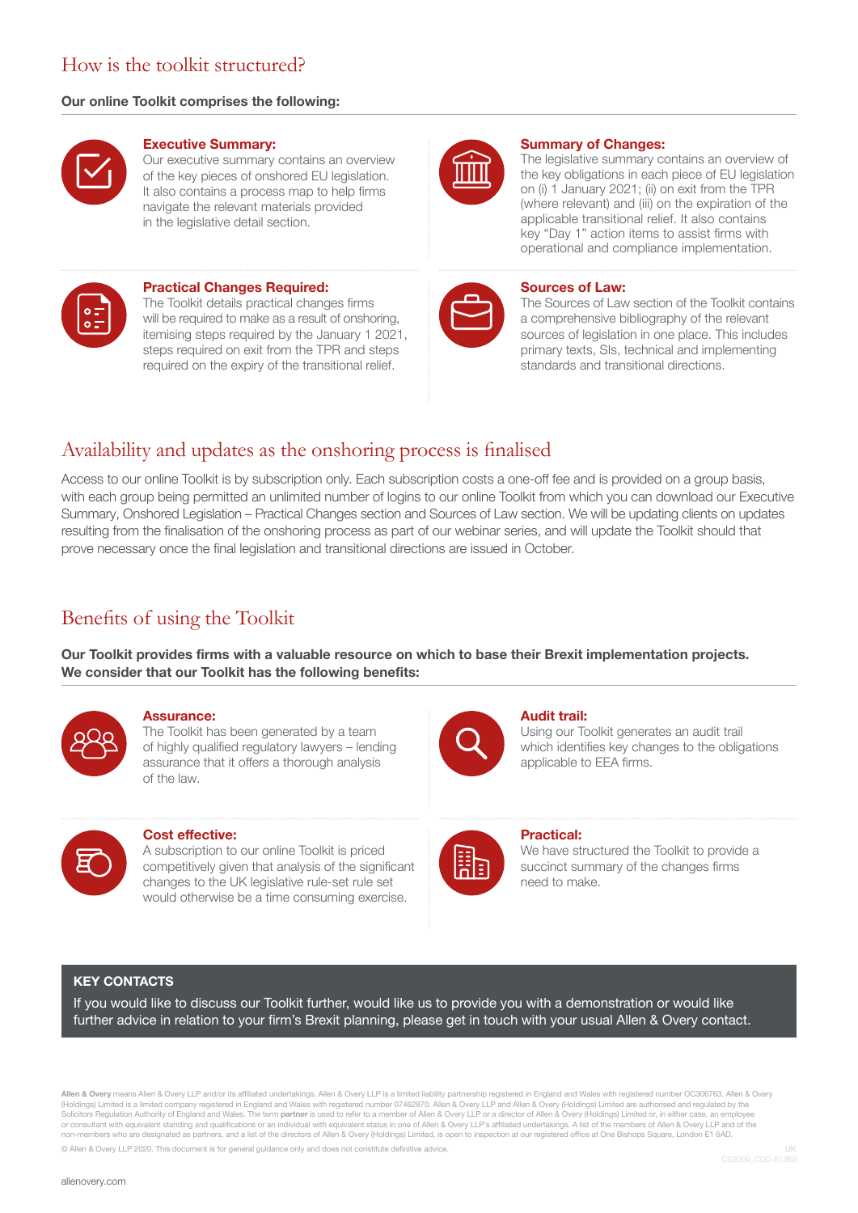## How is the toolkit structured?

**Our online Toolkit comprises the following:**

**Executive Summary:**
Our executive summary contains an overview of the key pieces of onshored EU legislation. It also contains a process map to help firms navigate the relevant materials provided in the legislative detail section.

**Summary of Changes:**
The legislative summary contains an overview of the key obligations in each piece of EU legislation on (i) 1 January 2021; (ii) on exit from the TPR (where relevant) and (iii) on the expiration of the applicable transitional relief. It also contains key "Day 1" action items to assist firms with operational and compliance implementation.

**Practical Changes Required:**
The Toolkit details practical changes firms will be required to make as a result of onshoring, itemising steps required by the January 1 2021, steps required on exit from the TPR and steps required on the expiry of the transitional relief.

**Sources of Law:**
The Sources of Law section of the Toolkit contains a comprehensive bibliography of the relevant sources of legislation in one place. This includes primary texts, SIs, technical and implementing standards and transitional directions.

## Availability and updates as the onshoring process is finalised

Access to our online Toolkit is by subscription only. Each subscription costs a one-off fee and is provided on a group basis, with each group being permitted an unlimited number of logins to our online Toolkit from which you can download our Executive Summary, Onshored Legislation – Practical Changes section and Sources of Law section. We will be updating clients on updates resulting from the finalisation of the onshoring process as part of our webinar series, and will update the Toolkit should that prove necessary once the final legislation and transitional directions are issued in October.

## Benefits of using the Toolkit

**Our Toolkit provides firms with a valuable resource on which to base their Brexit implementation projects. We consider that our Toolkit has the following benefits:**

**Assurance:**
The Toolkit has been generated by a team of highly qualified regulatory lawyers – lending assurance that it offers a thorough analysis of the law.

**Audit trail:**
Using our Toolkit generates an audit trail which identifies key changes to the obligations applicable to EEA firms.

**Cost effective:**
A subscription to our online Toolkit is priced competitively given that analysis of the significant changes to the UK legislative rule-set rule set would otherwise be a time consuming exercise.

**Practical:**
We have structured the Toolkit to provide a succinct summary of the changes firms need to make.

**KEY CONTACTS**

If you would like to discuss our Toolkit further, would like us to provide you with a demonstration or would like further advice in relation to your firm's Brexit planning, please get in touch with your usual Allen & Overy contact.

**Allen & Overy** means Allen & Overy LLP and/or its affiliated undertakings. Allen & Overy LLP is a limited liability partnership registered in England and Wales with registered number OC306763. Allen & Overy (Holdings) Limited is a limited company registered in England and Wales with registered number 07462870. Allen & Overy LLP and Allen & Overy (Holdings) Limited are authorised and regulated by the Solicitors Regulation Authority of England and Wales. The term **partner** is used to refer to a member of Allen & Overy LLP or a director of Allen & Overy (Holdings) Limited or, in either case, an employee or consultant with equivalent standing and qualifications or an individual with equivalent status in one of Allen & Overy LLP's affiliated undertakings. A list of the members of Allen & Overy LLP and of the non-members who are designated as partners, and a list of the directors of Allen & Overy (Holdings) Limited, is open to inspection at our registered office at One Bishops Square, London E1 6AD.

© Allen & Overy LLP 2020. This document is for general guidance only and does not constitute definitive advice.

UK
CS2009_CDD-61369

allenovery.com